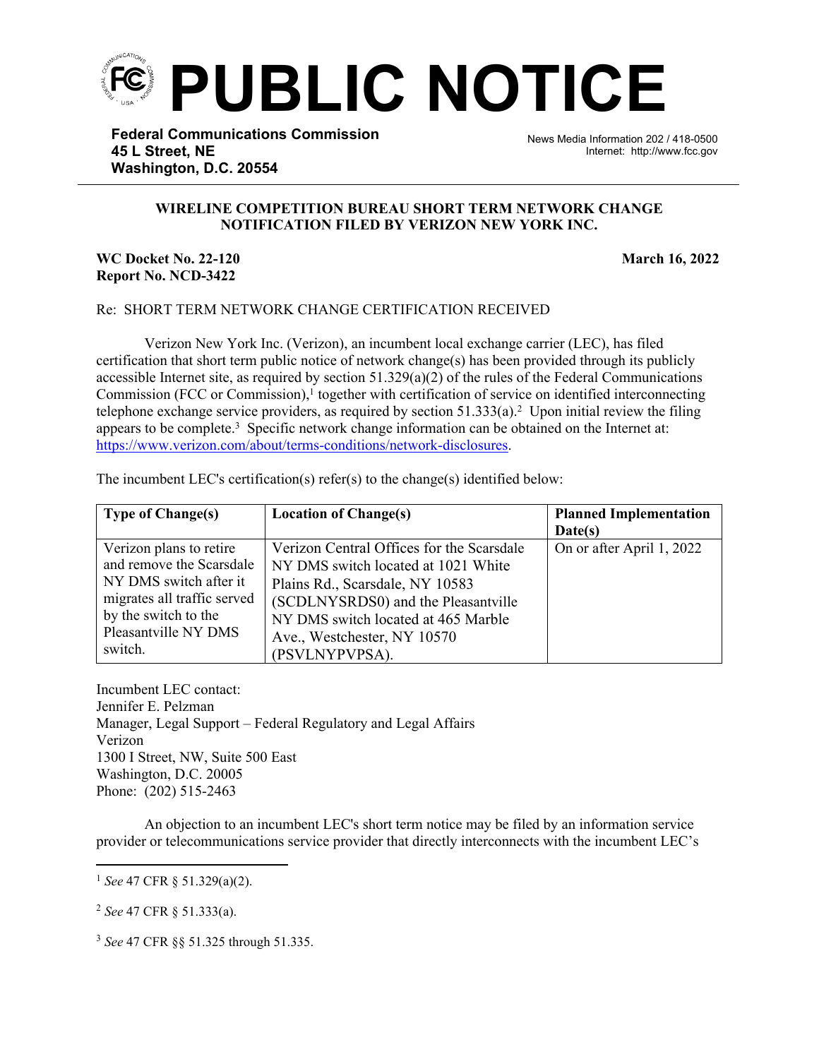# PUBLIC NOTICE

**Federal Communications Commission**
**45 L Street, NE**
**Washington, D.C. 20554**

News Media Information 202 / 418-0500
Internet: http://www.fcc.gov

**WIRELINE COMPETITION BUREAU SHORT TERM NETWORK CHANGE NOTIFICATION FILED BY VERIZON NEW YORK INC.**

**WC Docket No. 22-120**
**Report No. NCD-3422**

**March 16, 2022**

Re: SHORT TERM NETWORK CHANGE CERTIFICATION RECEIVED

Verizon New York Inc. (Verizon), an incumbent local exchange carrier (LEC), has filed certification that short term public notice of network change(s) has been provided through its publicly accessible Internet site, as required by section 51.329(a)(2) of the rules of the Federal Communications Commission (FCC or Commission),[1] together with certification of service on identified interconnecting telephone exchange service providers, as required by section 51.333(a).[2] Upon initial review the filing appears to be complete.[3] Specific network change information can be obtained on the Internet at: https://www.verizon.com/about/terms-conditions/network-disclosures.

The incumbent LEC's certification(s) refer(s) to the change(s) identified below:

| Type of Change(s) | Location of Change(s) | Planned Implementation Date(s) |
|---|---|---|
| Verizon plans to retire and remove the Scarsdale NY DMS switch after it migrates all traffic served by the switch to the Pleasantville NY DMS switch. | Verizon Central Offices for the Scarsdale NY DMS switch located at 1021 White Plains Rd., Scarsdale, NY 10583 (SCDLNYSRDS0) and the Pleasantville NY DMS switch located at 465 Marble Ave., Westchester, NY 10570 (PSVLNYPVPSA). | On or after April 1, 2022 |

Incumbent LEC contact:
Jennifer E. Pelzman
Manager, Legal Support – Federal Regulatory and Legal Affairs
Verizon
1300 I Street, NW, Suite 500 East
Washington, D.C. 20005
Phone: (202) 515-2463

An objection to an incumbent LEC's short term notice may be filed by an information service provider or telecommunications service provider that directly interconnects with the incumbent LEC's

---

[1] *See* 47 CFR § 51.329(a)(2).

[2] *See* 47 CFR § 51.333(a).

[3] *See* 47 CFR §§ 51.325 through 51.335.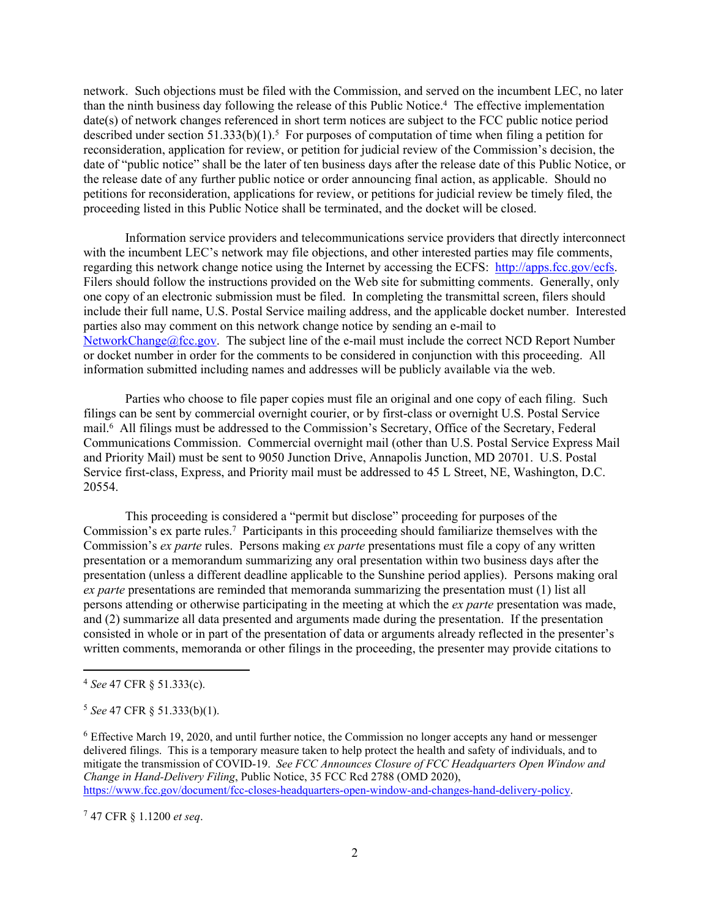network. Such objections must be filed with the Commission, and served on the incumbent LEC, no later than the ninth business day following the release of this Public Notice.[4] The effective implementation date(s) of network changes referenced in short term notices are subject to the FCC public notice period described under section 51.333(b)(1).[5] For purposes of computation of time when filing a petition for reconsideration, application for review, or petition for judicial review of the Commission's decision, the date of "public notice" shall be the later of ten business days after the release date of this Public Notice, or the release date of any further public notice or order announcing final action, as applicable. Should no petitions for reconsideration, applications for review, or petitions for judicial review be timely filed, the proceeding listed in this Public Notice shall be terminated, and the docket will be closed.

Information service providers and telecommunications service providers that directly interconnect with the incumbent LEC's network may file objections, and other interested parties may file comments, regarding this network change notice using the Internet by accessing the ECFS: [http://apps.fcc.gov/ecfs](http://apps.fcc.gov/ecfs). Filers should follow the instructions provided on the Web site for submitting comments. Generally, only one copy of an electronic submission must be filed. In completing the transmittal screen, filers should include their full name, U.S. Postal Service mailing address, and the applicable docket number. Interested parties also may comment on this network change notice by sending an e-mail to [NetworkChange@fcc.gov](mailto:NetworkChange@fcc.gov). The subject line of the e-mail must include the correct NCD Report Number or docket number in order for the comments to be considered in conjunction with this proceeding. All information submitted including names and addresses will be publicly available via the web.

Parties who choose to file paper copies must file an original and one copy of each filing. Such filings can be sent by commercial overnight courier, or by first-class or overnight U.S. Postal Service mail.[6] All filings must be addressed to the Commission's Secretary, Office of the Secretary, Federal Communications Commission. Commercial overnight mail (other than U.S. Postal Service Express Mail and Priority Mail) must be sent to 9050 Junction Drive, Annapolis Junction, MD 20701. U.S. Postal Service first-class, Express, and Priority mail must be addressed to 45 L Street, NE, Washington, D.C. 20554.

This proceeding is considered a "permit but disclose" proceeding for purposes of the Commission's ex parte rules.[7] Participants in this proceeding should familiarize themselves with the Commission's *ex parte* rules. Persons making *ex parte* presentations must file a copy of any written presentation or a memorandum summarizing any oral presentation within two business days after the presentation (unless a different deadline applicable to the Sunshine period applies). Persons making oral *ex parte* presentations are reminded that memoranda summarizing the presentation must (1) list all persons attending or otherwise participating in the meeting at which the *ex parte* presentation was made, and (2) summarize all data presented and arguments made during the presentation. If the presentation consisted in whole or in part of the presentation of data or arguments already reflected in the presenter's written comments, memoranda or other filings in the proceeding, the presenter may provide citations to

---

[4] *See* 47 CFR § 51.333(c).

[5] *See* 47 CFR § 51.333(b)(1).

[6] Effective March 19, 2020, and until further notice, the Commission no longer accepts any hand or messenger delivered filings. This is a temporary measure taken to help protect the health and safety of individuals, and to mitigate the transmission of COVID-19. *See FCC Announces Closure of FCC Headquarters Open Window and Change in Hand-Delivery Filing*, Public Notice, 35 FCC Rcd 2788 (OMD 2020), [https://www.fcc.gov/document/fcc-closes-headquarters-open-window-and-changes-hand-delivery-policy](https://www.fcc.gov/document/fcc-closes-headquarters-open-window-and-changes-hand-delivery-policy).

[7] 47 CFR § 1.1200 *et seq*.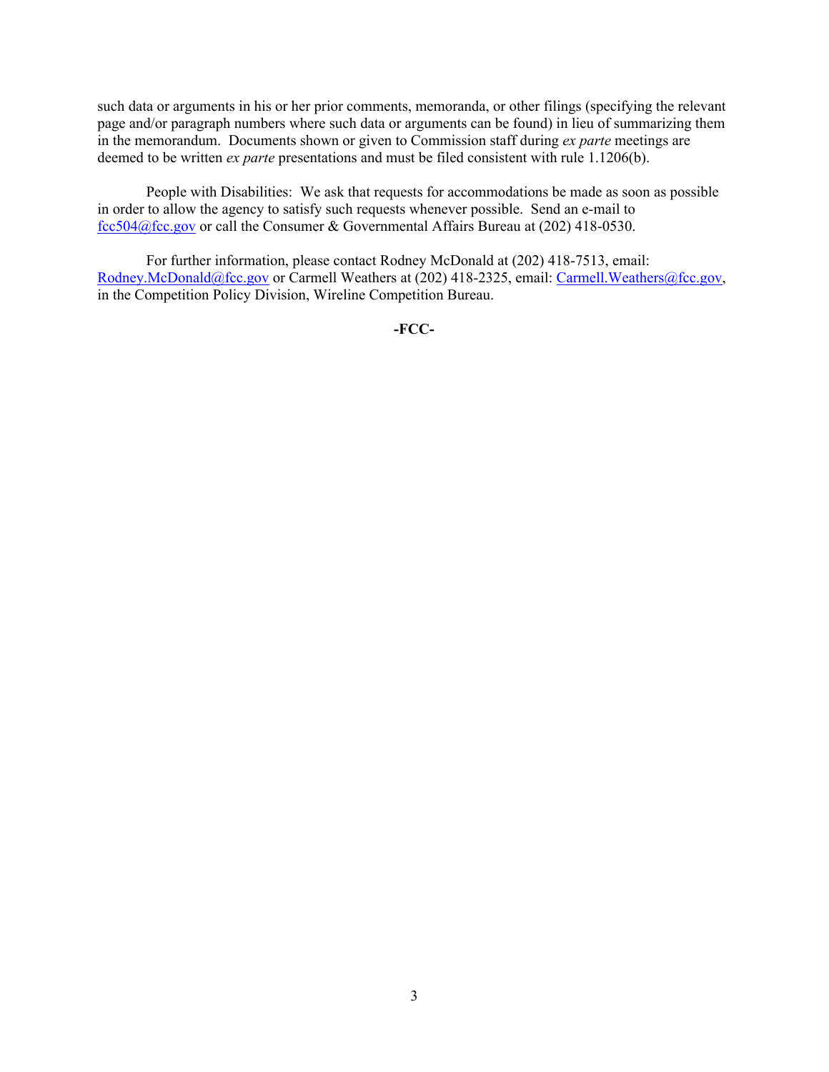such data or arguments in his or her prior comments, memoranda, or other filings (specifying the relevant page and/or paragraph numbers where such data or arguments can be found) in lieu of summarizing them in the memorandum. Documents shown or given to Commission staff during *ex parte* meetings are deemed to be written *ex parte* presentations and must be filed consistent with rule 1.1206(b).

People with Disabilities: We ask that requests for accommodations be made as soon as possible in order to allow the agency to satisfy such requests whenever possible. Send an e-mail to fcc504@fcc.gov or call the Consumer & Governmental Affairs Bureau at (202) 418-0530.

For further information, please contact Rodney McDonald at (202) 418-7513, email: Rodney.McDonald@fcc.gov or Carmell Weathers at (202) 418-2325, email: Carmell.Weathers@fcc.gov, in the Competition Policy Division, Wireline Competition Bureau.

**-FCC-**